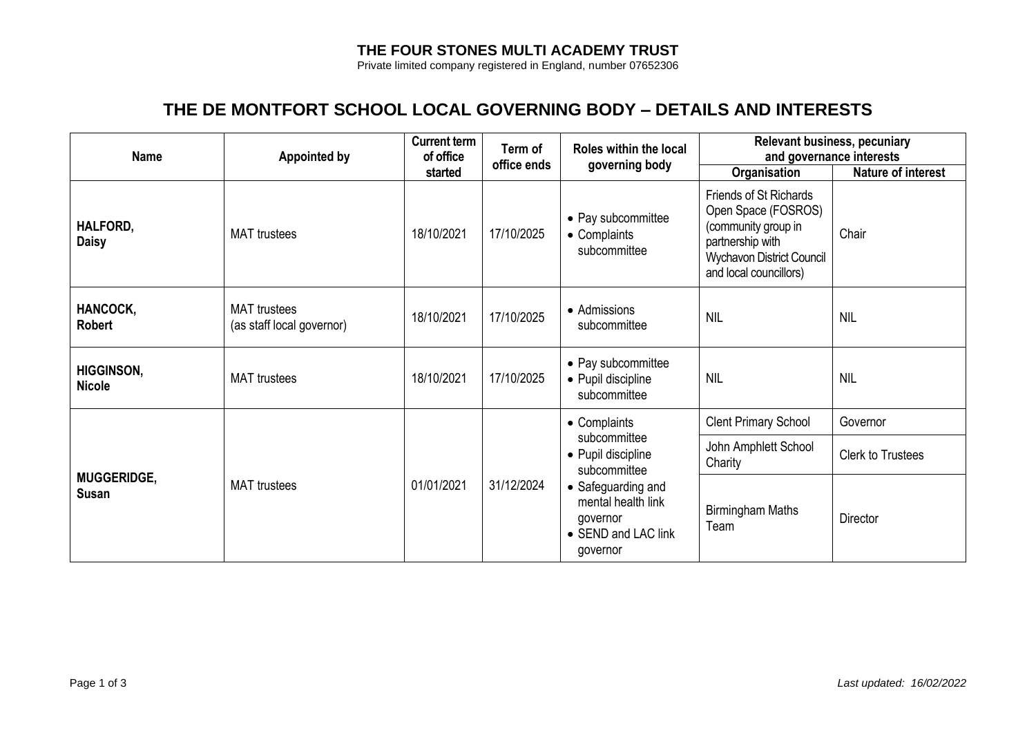**THE FOUR STONES MULTI ACADEMY TRUST**
Private limited company registered in England, number 07652306

# THE DE MONTFORT SCHOOL LOCAL GOVERNING BODY – DETAILS AND INTERESTS

| Name | Appointed by | Current term of office started | Term of office ends | Roles within the local governing body | Relevant business, pecuniary and governance interests | |
|---|---|---|---|---|---|---|
| | | | | | Organisation | Nature of interest |
| **HALFORD, Daisy** | MAT trustees | 18/10/2021 | 17/10/2025 | • Pay subcommittee<br>• Complaints subcommittee | Friends of St Richards Open Space (FOSROS) (community group in partnership with Wychavon District Council and local councillors) | Chair |
| **HANCOCK, Robert** | MAT trustees (as staff local governor) | 18/10/2021 | 17/10/2025 | • Admissions subcommittee | NIL | NIL |
| **HIGGINSON, Nicole** | MAT trustees | 18/10/2021 | 17/10/2025 | • Pay subcommittee<br>• Pupil discipline subcommittee | NIL | NIL |
| **MUGGERIDGE, Susan** | MAT trustees | 01/01/2021 | 31/12/2024 | • Complaints subcommittee<br>• Pupil discipline subcommittee<br>• Safeguarding and mental health link governor<br>• SEND and LAC link governor | Clent Primary School | Governor |
| | | | | | John Amphlett School Charity | Clerk to Trustees |
| | | | | | Birmingham Maths Team | Director |

*Last updated: 16/02/2022*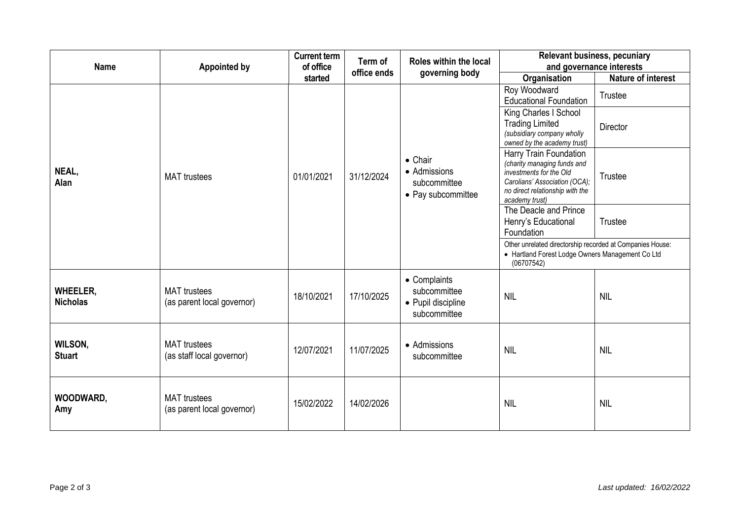| Name | Appointed by | Current term of office started | Term of office ends | Roles within the local governing body | Relevant business, pecuniary and governance interests | |
|---|---|---|---|---|---|---|
| | | | | | Organisation | Nature of interest |
| **NEAL, Alan** | MAT trustees | 01/01/2021 | 31/12/2024 | • Chair<br>• Admissions subcommittee<br>• Pay subcommittee | Roy Woodward Educational Foundation | Trustee |
| | | | | | King Charles I School Trading Limited *(subsidiary company wholly owned by the academy trust)* | Director |
| | | | | | Harry Train Foundation *(charity managing funds and investments for the Old Carolians' Association (OCA); no direct relationship with the academy trust)* | Trustee |
| | | | | | The Deacle and Prince Henry's Educational Foundation | Trustee |
| | | | | | Other unrelated directorship recorded at Companies House:<br>• Hartland Forest Lodge Owners Management Co Ltd (06707542) | |
| **WHEELER, Nicholas** | MAT trustees (as parent local governor) | 18/10/2021 | 17/10/2025 | • Complaints subcommittee<br>• Pupil discipline subcommittee | NIL | NIL |
| **WILSON, Stuart** | MAT trustees (as staff local governor) | 12/07/2021 | 11/07/2025 | • Admissions subcommittee | NIL | NIL |
| **WOODWARD, Amy** | MAT trustees (as parent local governor) | 15/02/2022 | 14/02/2026 | | NIL | NIL |

*Last updated: 16/02/2022*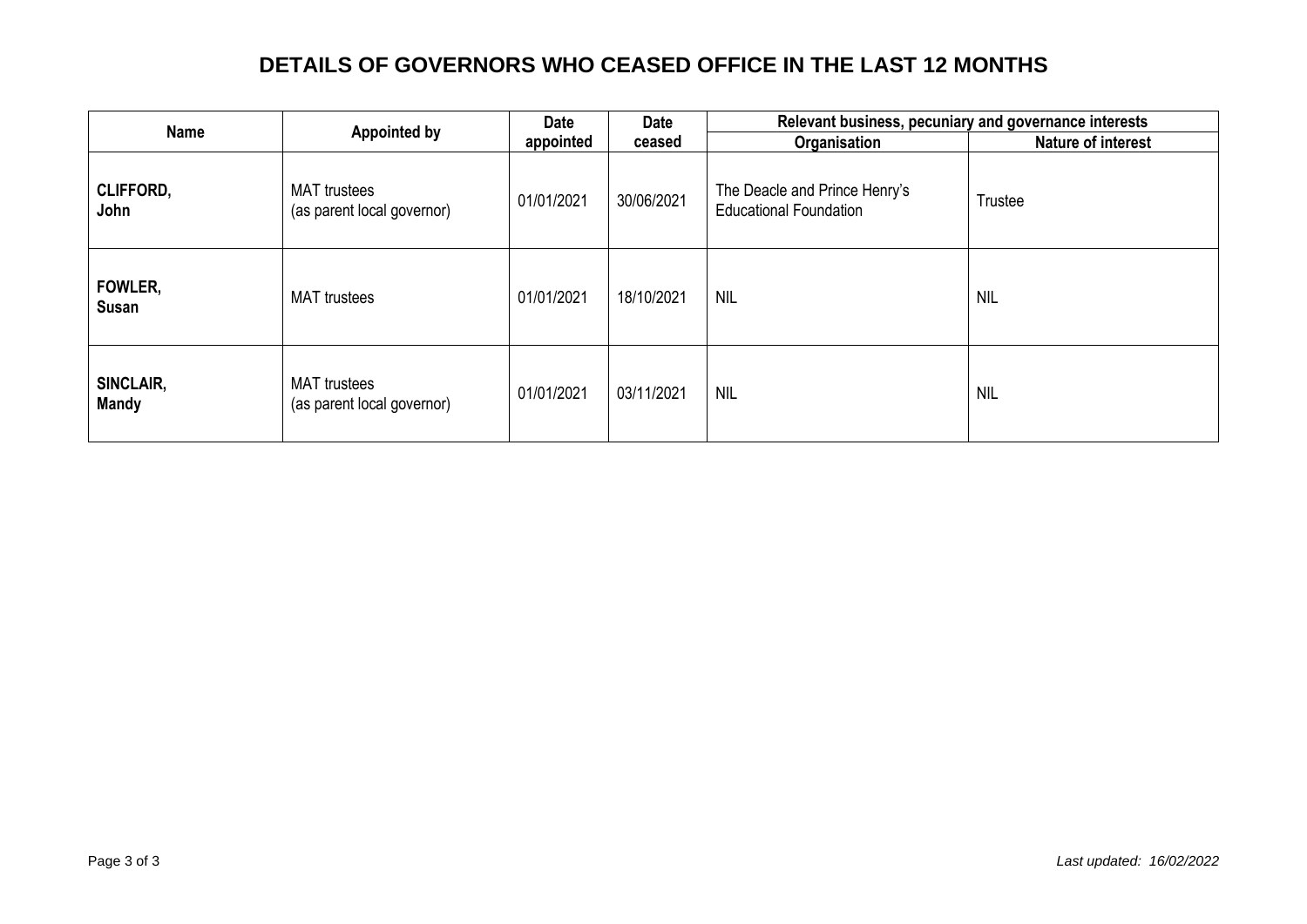# DETAILS OF GOVERNORS WHO CEASED OFFICE IN THE LAST 12 MONTHS

| Name | Appointed by | Date appointed | Date ceased | Relevant business, pecuniary and governance interests | |
|---|---|---|---|---|---|
| | | | | Organisation | Nature of interest |
| **CLIFFORD, John** | MAT trustees (as parent local governor) | 01/01/2021 | 30/06/2021 | The Deacle and Prince Henry's Educational Foundation | Trustee |
| **FOWLER, Susan** | MAT trustees | 01/01/2021 | 18/10/2021 | NIL | NIL |
| **SINCLAIR, Mandy** | MAT trustees (as parent local governor) | 01/01/2021 | 03/11/2021 | NIL | NIL |

*Last updated: 16/02/2022*